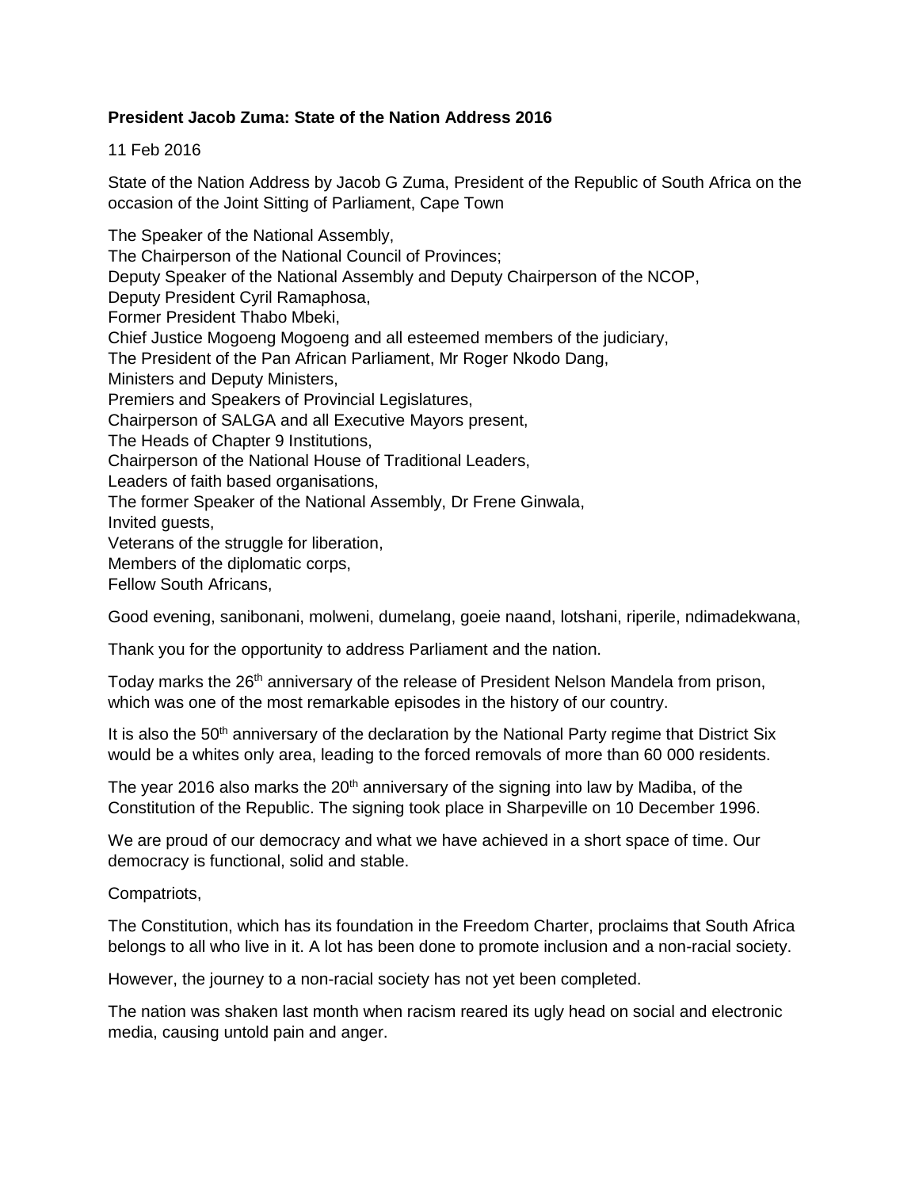**President Jacob Zuma: State of the Nation Address 2016**

11 Feb 2016

State of the Nation Address by Jacob G Zuma, President of the Republic of South Africa on the occasion of the Joint Sitting of Parliament, Cape Town

The Speaker of the National Assembly,
The Chairperson of the National Council of Provinces;
Deputy Speaker of the National Assembly and Deputy Chairperson of the NCOP,
Deputy President Cyril Ramaphosa,
Former President Thabo Mbeki,
Chief Justice Mogoeng Mogoeng and all esteemed members of the judiciary,
The President of the Pan African Parliament, Mr Roger Nkodo Dang,
Ministers and Deputy Ministers,
Premiers and Speakers of Provincial Legislatures,
Chairperson of SALGA and all Executive Mayors present,
The Heads of Chapter 9 Institutions,
Chairperson of the National House of Traditional Leaders,
Leaders of faith based organisations,
The former Speaker of the National Assembly, Dr Frene Ginwala,
Invited guests,
Veterans of the struggle for liberation,
Members of the diplomatic corps,
Fellow South Africans,

Good evening, sanibonani, molweni, dumelang, goeie naand, lotshani, riperile, ndimadekwana,

Thank you for the opportunity to address Parliament and the nation.

Today marks the 26th anniversary of the release of President Nelson Mandela from prison, which was one of the most remarkable episodes in the history of our country.

It is also the 50th anniversary of the declaration by the National Party regime that District Six would be a whites only area, leading to the forced removals of more than 60 000 residents.

The year 2016 also marks the 20th anniversary of the signing into law by Madiba, of the Constitution of the Republic. The signing took place in Sharpeville on 10 December 1996.

We are proud of our democracy and what we have achieved in a short space of time. Our democracy is functional, solid and stable.

Compatriots,

The Constitution, which has its foundation in the Freedom Charter, proclaims that South Africa belongs to all who live in it. A lot has been done to promote inclusion and a non-racial society.

However, the journey to a non-racial society has not yet been completed.

The nation was shaken last month when racism reared its ugly head on social and electronic media, causing untold pain and anger.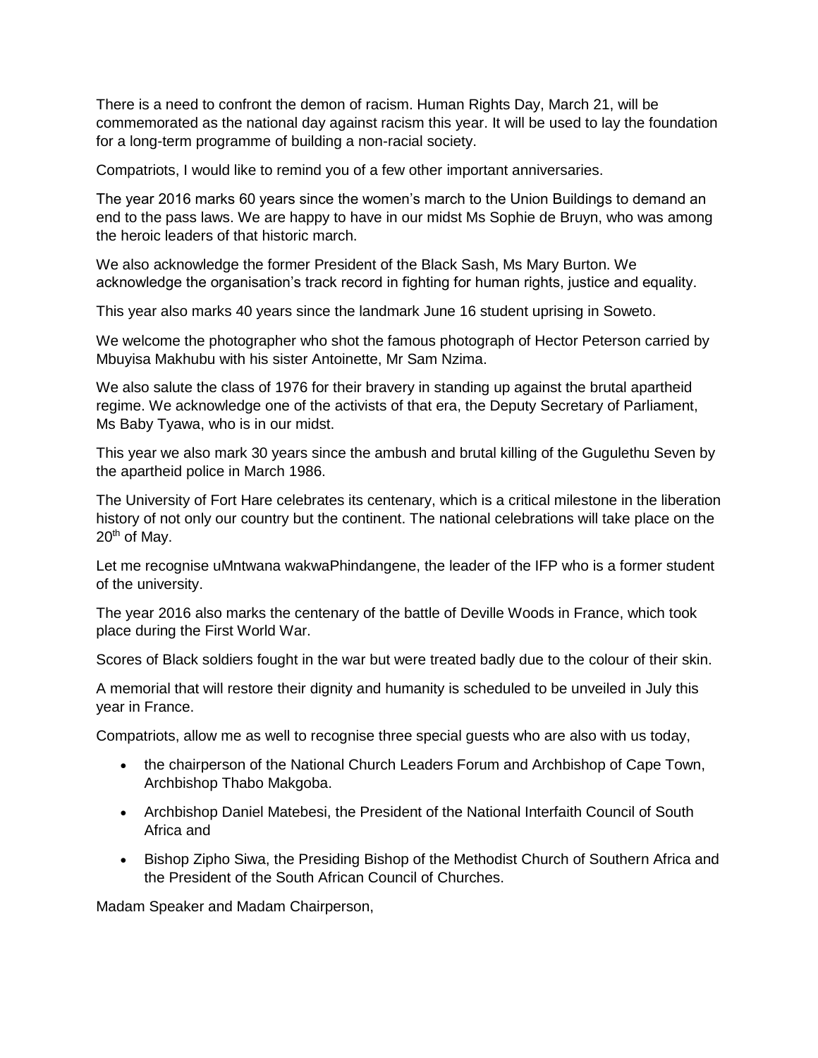There is a need to confront the demon of racism. Human Rights Day, March 21, will be commemorated as the national day against racism this year. It will be used to lay the foundation for a long-term programme of building a non-racial society.

Compatriots, I would like to remind you of a few other important anniversaries.

The year 2016 marks 60 years since the women's march to the Union Buildings to demand an end to the pass laws. We are happy to have in our midst Ms Sophie de Bruyn, who was among the heroic leaders of that historic march.

We also acknowledge the former President of the Black Sash, Ms Mary Burton. We acknowledge the organisation's track record in fighting for human rights, justice and equality.

This year also marks 40 years since the landmark June 16 student uprising in Soweto.

We welcome the photographer who shot the famous photograph of Hector Peterson carried by Mbuyisa Makhubu with his sister Antoinette, Mr Sam Nzima.

We also salute the class of 1976 for their bravery in standing up against the brutal apartheid regime. We acknowledge one of the activists of that era, the Deputy Secretary of Parliament, Ms Baby Tyawa, who is in our midst.

This year we also mark 30 years since the ambush and brutal killing of the Gugulethu Seven by the apartheid police in March 1986.

The University of Fort Hare celebrates its centenary, which is a critical milestone in the liberation history of not only our country but the continent. The national celebrations will take place on the 20th of May.

Let me recognise uMntwana wakwaPhindangene, the leader of the IFP who is a former student of the university.

The year 2016 also marks the centenary of the battle of Deville Woods in France, which took place during the First World War.

Scores of Black soldiers fought in the war but were treated badly due to the colour of their skin.

A memorial that will restore their dignity and humanity is scheduled to be unveiled in July this year in France.

Compatriots, allow me as well to recognise three special guests who are also with us today,

- the chairperson of the National Church Leaders Forum and Archbishop of Cape Town, Archbishop Thabo Makgoba.
- Archbishop Daniel Matebesi, the President of the National Interfaith Council of South Africa and
- Bishop Zipho Siwa, the Presiding Bishop of the Methodist Church of Southern Africa and the President of the South African Council of Churches.

Madam Speaker and Madam Chairperson,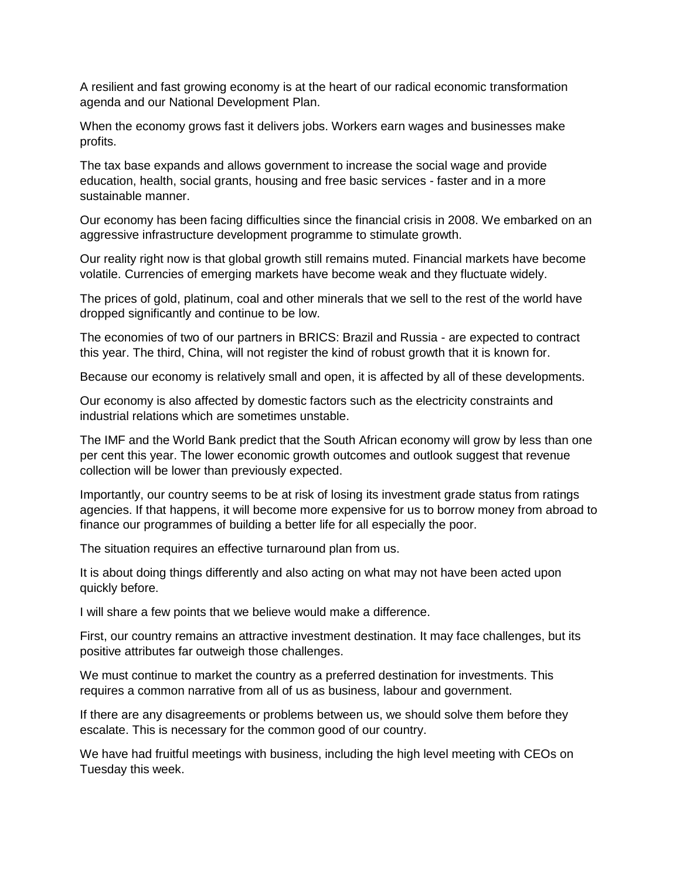A resilient and fast growing economy is at the heart of our radical economic transformation agenda and our National Development Plan.

When the economy grows fast it delivers jobs. Workers earn wages and businesses make profits.

The tax base expands and allows government to increase the social wage and provide education, health, social grants, housing and free basic services - faster and in a more sustainable manner.

Our economy has been facing difficulties since the financial crisis in 2008. We embarked on an aggressive infrastructure development programme to stimulate growth.

Our reality right now is that global growth still remains muted. Financial markets have become volatile. Currencies of emerging markets have become weak and they fluctuate widely.

The prices of gold, platinum, coal and other minerals that we sell to the rest of the world have dropped significantly and continue to be low.

The economies of two of our partners in BRICS: Brazil and Russia - are expected to contract this year. The third, China, will not register the kind of robust growth that it is known for.

Because our economy is relatively small and open, it is affected by all of these developments.

Our economy is also affected by domestic factors such as the electricity constraints and industrial relations which are sometimes unstable.

The IMF and the World Bank predict that the South African economy will grow by less than one per cent this year. The lower economic growth outcomes and outlook suggest that revenue collection will be lower than previously expected.

Importantly, our country seems to be at risk of losing its investment grade status from ratings agencies. If that happens, it will become more expensive for us to borrow money from abroad to finance our programmes of building a better life for all especially the poor.

The situation requires an effective turnaround plan from us.

It is about doing things differently and also acting on what may not have been acted upon quickly before.

I will share a few points that we believe would make a difference.

First, our country remains an attractive investment destination. It may face challenges, but its positive attributes far outweigh those challenges.

We must continue to market the country as a preferred destination for investments. This requires a common narrative from all of us as business, labour and government.

If there are any disagreements or problems between us, we should solve them before they escalate. This is necessary for the common good of our country.

We have had fruitful meetings with business, including the high level meeting with CEOs on Tuesday this week.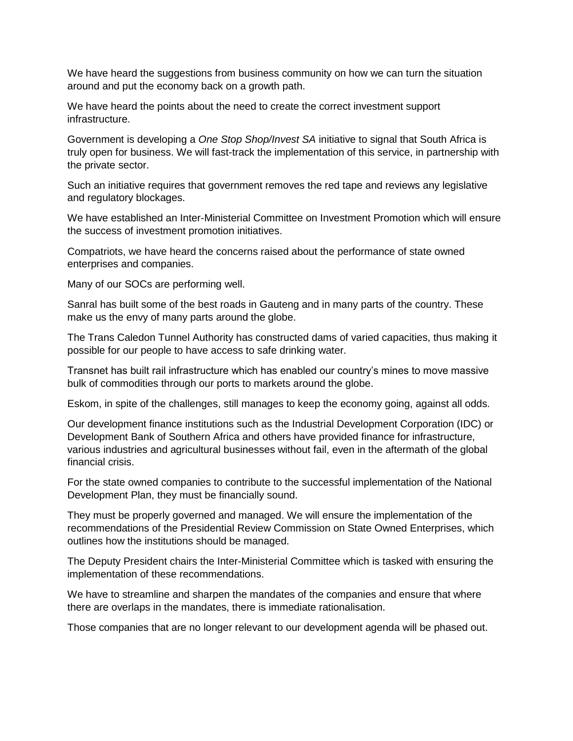We have heard the suggestions from business community on how we can turn the situation around and put the economy back on a growth path.

We have heard the points about the need to create the correct investment support infrastructure.

Government is developing a *One Stop Shop/Invest SA* initiative to signal that South Africa is truly open for business. We will fast-track the implementation of this service, in partnership with the private sector.

Such an initiative requires that government removes the red tape and reviews any legislative and regulatory blockages.

We have established an Inter-Ministerial Committee on Investment Promotion which will ensure the success of investment promotion initiatives.

Compatriots, we have heard the concerns raised about the performance of state owned enterprises and companies.

Many of our SOCs are performing well.

Sanral has built some of the best roads in Gauteng and in many parts of the country. These make us the envy of many parts around the globe.

The Trans Caledon Tunnel Authority has constructed dams of varied capacities, thus making it possible for our people to have access to safe drinking water.

Transnet has built rail infrastructure which has enabled our country's mines to move massive bulk of commodities through our ports to markets around the globe.

Eskom, in spite of the challenges, still manages to keep the economy going, against all odds.

Our development finance institutions such as the Industrial Development Corporation (IDC) or Development Bank of Southern Africa and others have provided finance for infrastructure, various industries and agricultural businesses without fail, even in the aftermath of the global financial crisis.

For the state owned companies to contribute to the successful implementation of the National Development Plan, they must be financially sound.

They must be properly governed and managed. We will ensure the implementation of the recommendations of the Presidential Review Commission on State Owned Enterprises, which outlines how the institutions should be managed.

The Deputy President chairs the Inter-Ministerial Committee which is tasked with ensuring the implementation of these recommendations.

We have to streamline and sharpen the mandates of the companies and ensure that where there are overlaps in the mandates, there is immediate rationalisation.

Those companies that are no longer relevant to our development agenda will be phased out.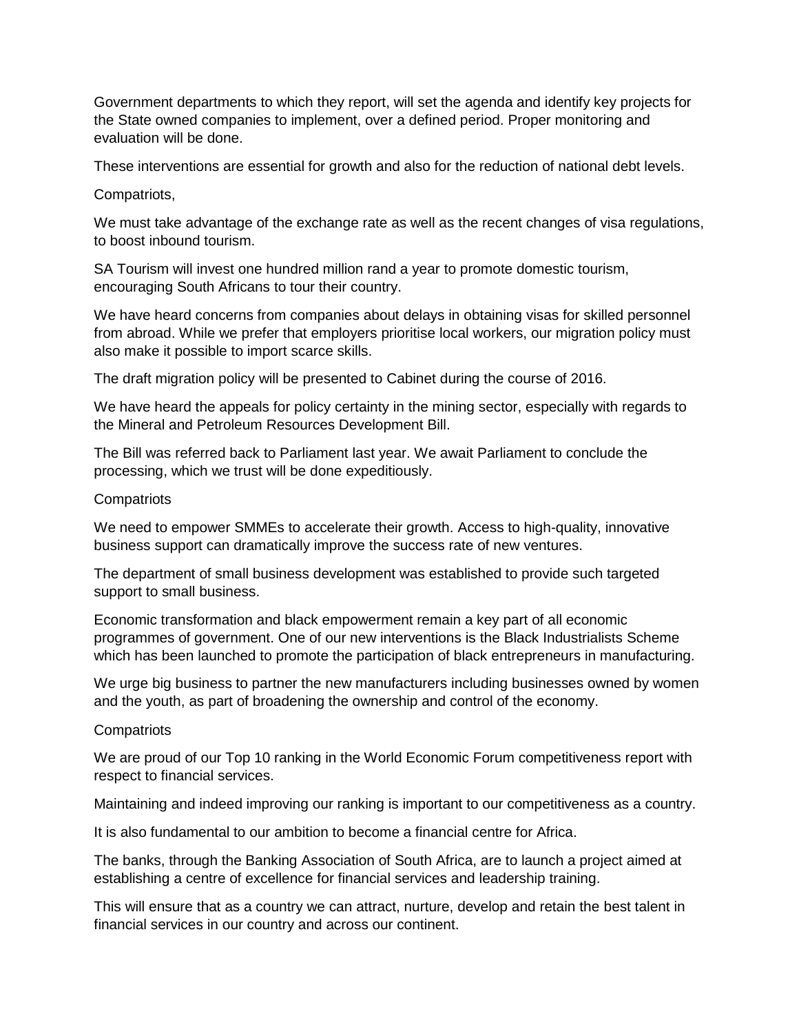Government departments to which they report, will set the agenda and identify key projects for the State owned companies to implement, over a defined period. Proper monitoring and evaluation will be done.

These interventions are essential for growth and also for the reduction of national debt levels.

Compatriots,

We must take advantage of the exchange rate as well as the recent changes of visa regulations, to boost inbound tourism.

SA Tourism will invest one hundred million rand a year to promote domestic tourism, encouraging South Africans to tour their country.

We have heard concerns from companies about delays in obtaining visas for skilled personnel from abroad. While we prefer that employers prioritise local workers, our migration policy must also make it possible to import scarce skills.

The draft migration policy will be presented to Cabinet during the course of 2016.

We have heard the appeals for policy certainty in the mining sector, especially with regards to the Mineral and Petroleum Resources Development Bill.

The Bill was referred back to Parliament last year. We await Parliament to conclude the processing, which we trust will be done expeditiously.

Compatriots

We need to empower SMMEs to accelerate their growth. Access to high-quality, innovative business support can dramatically improve the success rate of new ventures.

The department of small business development was established to provide such targeted support to small business.

Economic transformation and black empowerment remain a key part of all economic programmes of government. One of our new interventions is the Black Industrialists Scheme which has been launched to promote the participation of black entrepreneurs in manufacturing.

We urge big business to partner the new manufacturers including businesses owned by women and the youth, as part of broadening the ownership and control of the economy.

Compatriots

We are proud of our Top 10 ranking in the World Economic Forum competitiveness report with respect to financial services.

Maintaining and indeed improving our ranking is important to our competitiveness as a country.

It is also fundamental to our ambition to become a financial centre for Africa.

The banks, through the Banking Association of South Africa, are to launch a project aimed at establishing a centre of excellence for financial services and leadership training.

This will ensure that as a country we can attract, nurture, develop and retain the best talent in financial services in our country and across our continent.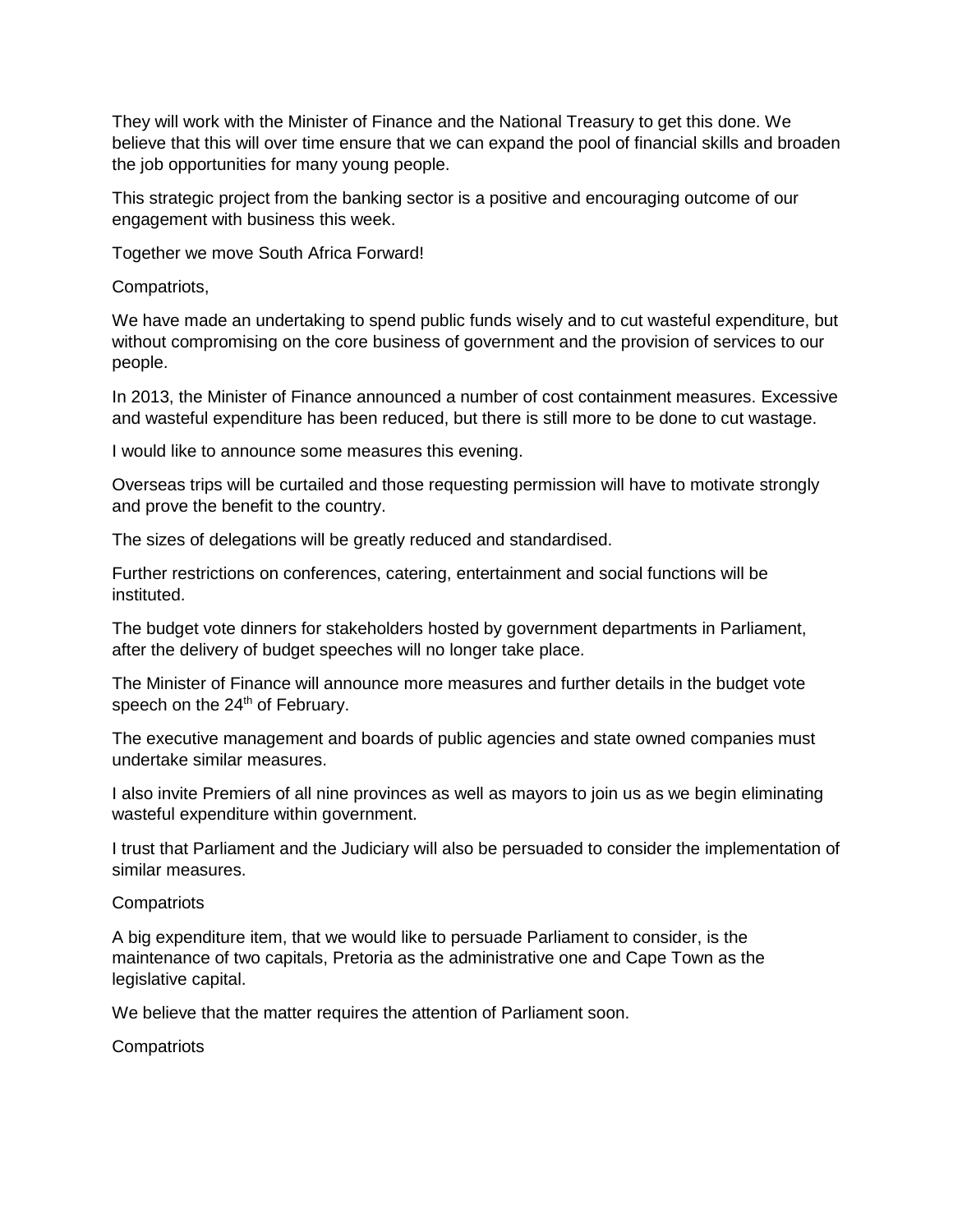They will work with the Minister of Finance and the National Treasury to get this done. We believe that this will over time ensure that we can expand the pool of financial skills and broaden the job opportunities for many young people.

This strategic project from the banking sector is a positive and encouraging outcome of our engagement with business this week.

Together we move South Africa Forward!

Compatriots,

We have made an undertaking to spend public funds wisely and to cut wasteful expenditure, but without compromising on the core business of government and the provision of services to our people.

In 2013, the Minister of Finance announced a number of cost containment measures. Excessive and wasteful expenditure has been reduced, but there is still more to be done to cut wastage.

I would like to announce some measures this evening.

Overseas trips will be curtailed and those requesting permission will have to motivate strongly and prove the benefit to the country.

The sizes of delegations will be greatly reduced and standardised.

Further restrictions on conferences, catering, entertainment and social functions will be instituted.

The budget vote dinners for stakeholders hosted by government departments in Parliament, after the delivery of budget speeches will no longer take place.

The Minister of Finance will announce more measures and further details in the budget vote speech on the 24th of February.

The executive management and boards of public agencies and state owned companies must undertake similar measures.

I also invite Premiers of all nine provinces as well as mayors to join us as we begin eliminating wasteful expenditure within government.

I trust that Parliament and the Judiciary will also be persuaded to consider the implementation of similar measures.

Compatriots

A big expenditure item, that we would like to persuade Parliament to consider, is the maintenance of two capitals, Pretoria as the administrative one and Cape Town as the legislative capital.

We believe that the matter requires the attention of Parliament soon.

Compatriots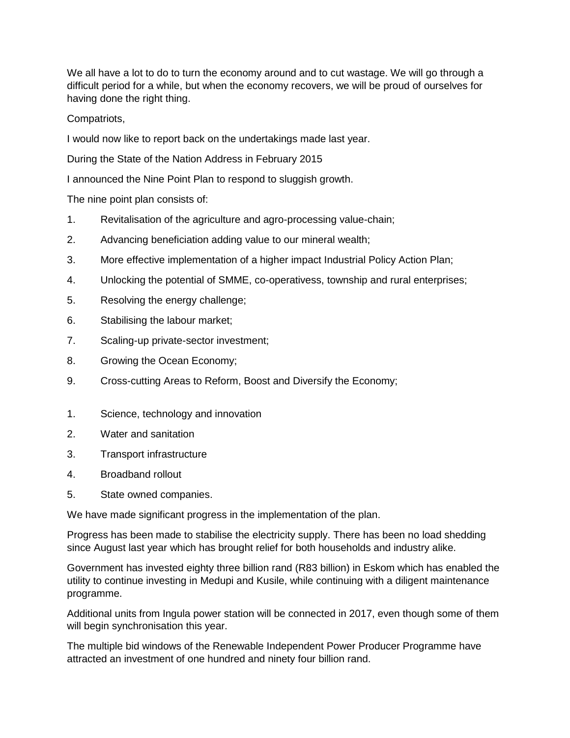We all have a lot to do to turn the economy around and to cut wastage. We will go through a difficult period for a while, but when the economy recovers, we will be proud of ourselves for having done the right thing.

Compatriots,

I would now like to report back on the undertakings made last year.

During the State of the Nation Address in February 2015

I announced the Nine Point Plan to respond to sluggish growth.

The nine point plan consists of:

1. Revitalisation of the agriculture and agro-processing value-chain;
2. Advancing beneficiation adding value to our mineral wealth;
3. More effective implementation of a higher impact Industrial Policy Action Plan;
4. Unlocking the potential of SMME, co-operativess, township and rural enterprises;
5. Resolving the energy challenge;
6. Stabilising the labour market;
7. Scaling-up private-sector investment;
8. Growing the Ocean Economy;
9. Cross-cutting Areas to Reform, Boost and Diversify the Economy;

1. Science, technology and innovation
2. Water and sanitation
3. Transport infrastructure
4. Broadband rollout
5. State owned companies.

We have made significant progress in the implementation of the plan.

Progress has been made to stabilise the electricity supply. There has been no load shedding since August last year which has brought relief for both households and industry alike.

Government has invested eighty three billion rand (R83 billion) in Eskom which has enabled the utility to continue investing in Medupi and Kusile, while continuing with a diligent maintenance programme.

Additional units from Ingula power station will be connected in 2017, even though some of them will begin synchronisation this year.

The multiple bid windows of the Renewable Independent Power Producer Programme have attracted an investment of one hundred and ninety four billion rand.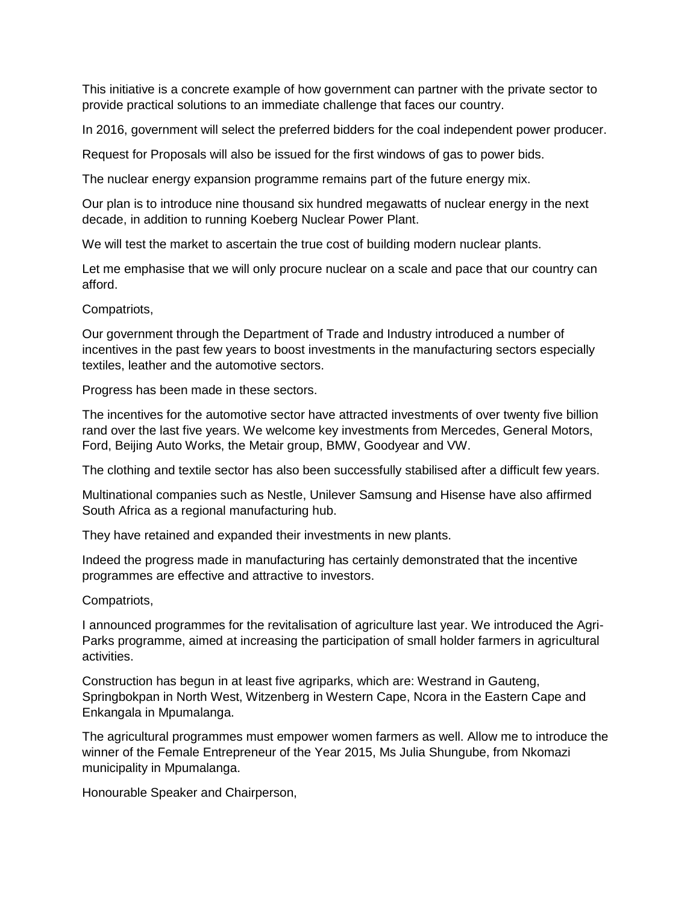This initiative is a concrete example of how government can partner with the private sector to provide practical solutions to an immediate challenge that faces our country.

In 2016, government will select the preferred bidders for the coal independent power producer.

Request for Proposals will also be issued for the first windows of gas to power bids.

The nuclear energy expansion programme remains part of the future energy mix.

Our plan is to introduce nine thousand six hundred megawatts of nuclear energy in the next decade, in addition to running Koeberg Nuclear Power Plant.

We will test the market to ascertain the true cost of building modern nuclear plants.

Let me emphasise that we will only procure nuclear on a scale and pace that our country can afford.

Compatriots,

Our government through the Department of Trade and Industry introduced a number of incentives in the past few years to boost investments in the manufacturing sectors especially textiles, leather and the automotive sectors.

Progress has been made in these sectors.

The incentives for the automotive sector have attracted investments of over twenty five billion rand over the last five years. We welcome key investments from Mercedes, General Motors, Ford, Beijing Auto Works, the Metair group, BMW, Goodyear and VW.

The clothing and textile sector has also been successfully stabilised after a difficult few years.

Multinational companies such as Nestle, Unilever Samsung and Hisense have also affirmed South Africa as a regional manufacturing hub.

They have retained and expanded their investments in new plants.

Indeed the progress made in manufacturing has certainly demonstrated that the incentive programmes are effective and attractive to investors.

Compatriots,

I announced programmes for the revitalisation of agriculture last year. We introduced the Agri-Parks programme, aimed at increasing the participation of small holder farmers in agricultural activities.

Construction has begun in at least five agriparks, which are: Westrand in Gauteng, Springbokpan in North West, Witzenberg in Western Cape, Ncora in the Eastern Cape and Enkangala in Mpumalanga.

The agricultural programmes must empower women farmers as well. Allow me to introduce the winner of the Female Entrepreneur of the Year 2015, Ms Julia Shungube, from Nkomazi municipality in Mpumalanga.

Honourable Speaker and Chairperson,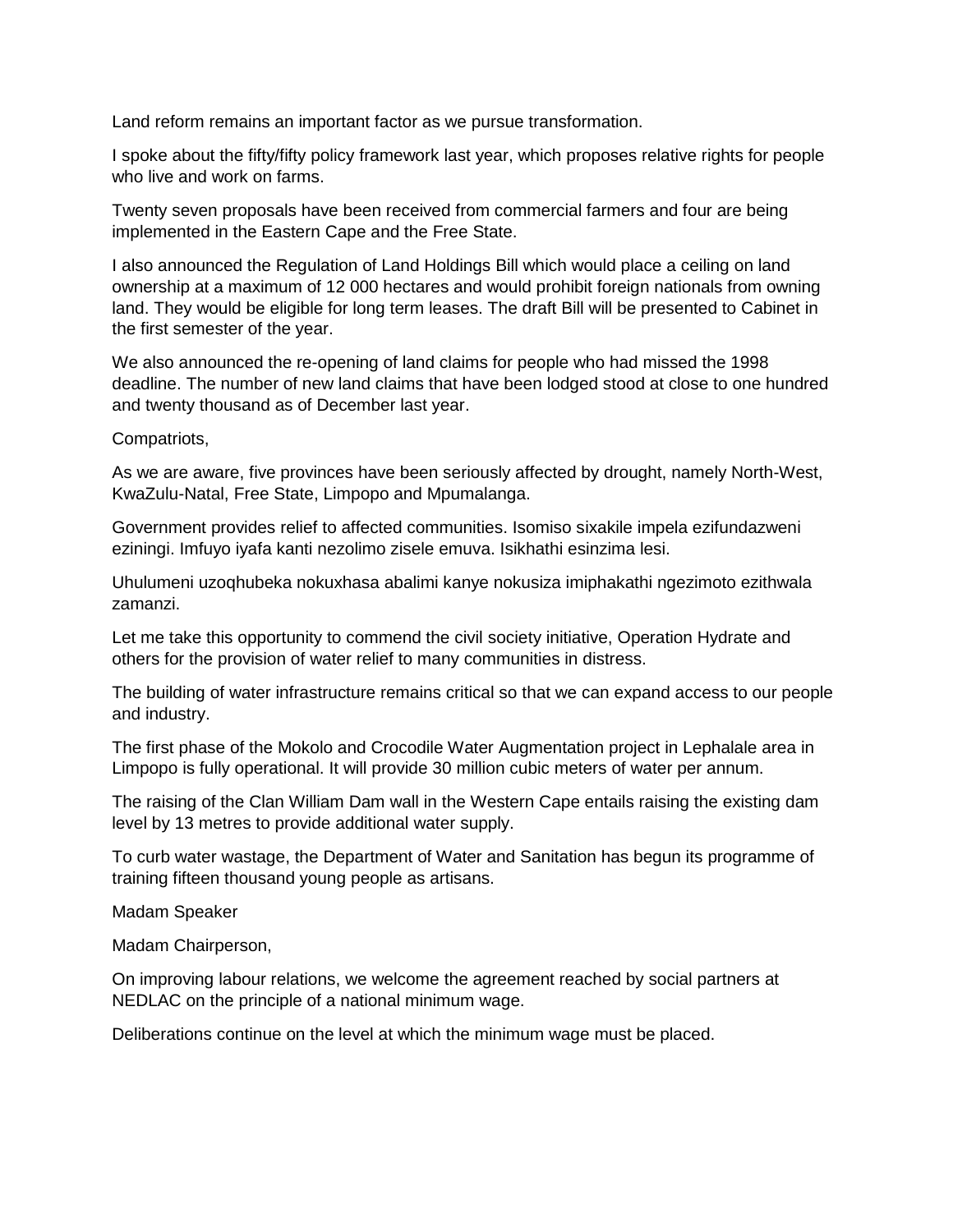Land reform remains an important factor as we pursue transformation.

I spoke about the fifty/fifty policy framework last year, which proposes relative rights for people who live and work on farms.

Twenty seven proposals have been received from commercial farmers and four are being implemented in the Eastern Cape and the Free State.

I also announced the Regulation of Land Holdings Bill which would place a ceiling on land ownership at a maximum of 12 000 hectares and would prohibit foreign nationals from owning land. They would be eligible for long term leases. The draft Bill will be presented to Cabinet in the first semester of the year.

We also announced the re-opening of land claims for people who had missed the 1998 deadline. The number of new land claims that have been lodged stood at close to one hundred and twenty thousand as of December last year.

Compatriots,

As we are aware, five provinces have been seriously affected by drought, namely North-West, KwaZulu-Natal, Free State, Limpopo and Mpumalanga.

Government provides relief to affected communities. Isomiso sixakile impela ezifundazweni eziningi. Imfuyo iyafa kanti nezolimo zisele emuva. Isikhathi esinzima lesi.

Uhulumeni uzoqhubeka nokuxhasa abalimi kanye nokusiza imiphakathi ngezimoto ezithwala zamanzi.

Let me take this opportunity to commend the civil society initiative, Operation Hydrate and others for the provision of water relief to many communities in distress.

The building of water infrastructure remains critical so that we can expand access to our people and industry.

The first phase of the Mokolo and Crocodile Water Augmentation project in Lephalale area in Limpopo is fully operational. It will provide 30 million cubic meters of water per annum.

The raising of the Clan William Dam wall in the Western Cape entails raising the existing dam level by 13 metres to provide additional water supply.

To curb water wastage, the Department of Water and Sanitation has begun its programme of training fifteen thousand young people as artisans.

Madam Speaker

Madam Chairperson,

On improving labour relations, we welcome the agreement reached by social partners at NEDLAC on the principle of a national minimum wage.

Deliberations continue on the level at which the minimum wage must be placed.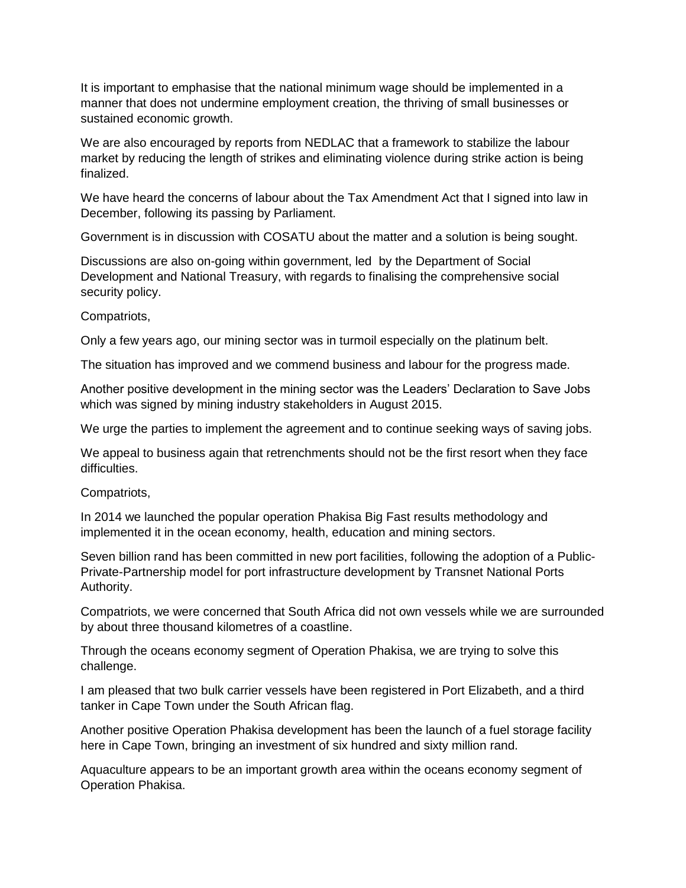It is important to emphasise that the national minimum wage should be implemented in a manner that does not undermine employment creation, the thriving of small businesses or sustained economic growth.

We are also encouraged by reports from NEDLAC that a framework to stabilize the labour market by reducing the length of strikes and eliminating violence during strike action is being finalized.

We have heard the concerns of labour about the Tax Amendment Act that I signed into law in December, following its passing by Parliament.

Government is in discussion with COSATU about the matter and a solution is being sought.

Discussions are also on-going within government, led by the Department of Social Development and National Treasury, with regards to finalising the comprehensive social security policy.

Compatriots,

Only a few years ago, our mining sector was in turmoil especially on the platinum belt.

The situation has improved and we commend business and labour for the progress made.

Another positive development in the mining sector was the Leaders' Declaration to Save Jobs which was signed by mining industry stakeholders in August 2015.

We urge the parties to implement the agreement and to continue seeking ways of saving jobs.

We appeal to business again that retrenchments should not be the first resort when they face difficulties.

Compatriots,

In 2014 we launched the popular operation Phakisa Big Fast results methodology and implemented it in the ocean economy, health, education and mining sectors.

Seven billion rand has been committed in new port facilities, following the adoption of a Public-Private-Partnership model for port infrastructure development by Transnet National Ports Authority.

Compatriots, we were concerned that South Africa did not own vessels while we are surrounded by about three thousand kilometres of a coastline.

Through the oceans economy segment of Operation Phakisa, we are trying to solve this challenge.

I am pleased that two bulk carrier vessels have been registered in Port Elizabeth, and a third tanker in Cape Town under the South African flag.

Another positive Operation Phakisa development has been the launch of a fuel storage facility here in Cape Town, bringing an investment of six hundred and sixty million rand.

Aquaculture appears to be an important growth area within the oceans economy segment of Operation Phakisa.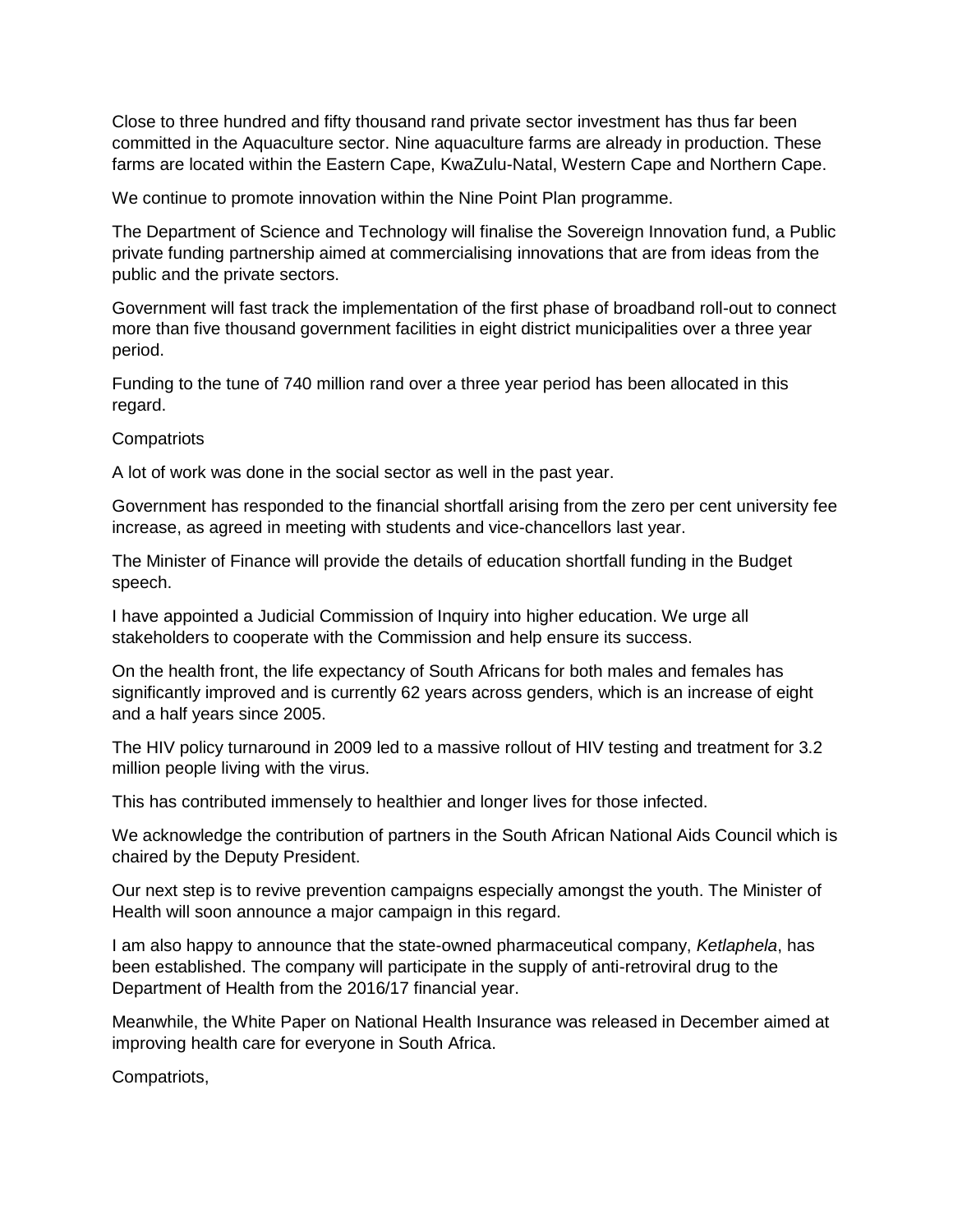Close to three hundred and fifty thousand rand private sector investment has thus far been committed in the Aquaculture sector. Nine aquaculture farms are already in production. These farms are located within the Eastern Cape, KwaZulu-Natal, Western Cape and Northern Cape.

We continue to promote innovation within the Nine Point Plan programme.

The Department of Science and Technology will finalise the Sovereign Innovation fund, a Public private funding partnership aimed at commercialising innovations that are from ideas from the public and the private sectors.

Government will fast track the implementation of the first phase of broadband roll-out to connect more than five thousand government facilities in eight district municipalities over a three year period.

Funding to the tune of 740 million rand over a three year period has been allocated in this regard.

Compatriots

A lot of work was done in the social sector as well in the past year.

Government has responded to the financial shortfall arising from the zero per cent university fee increase, as agreed in meeting with students and vice-chancellors last year.

The Minister of Finance will provide the details of education shortfall funding in the Budget speech.

I have appointed a Judicial Commission of Inquiry into higher education. We urge all stakeholders to cooperate with the Commission and help ensure its success.

On the health front, the life expectancy of South Africans for both males and females has significantly improved and is currently 62 years across genders, which is an increase of eight and a half years since 2005.

The HIV policy turnaround in 2009 led to a massive rollout of HIV testing and treatment for 3.2 million people living with the virus.

This has contributed immensely to healthier and longer lives for those infected.

We acknowledge the contribution of partners in the South African National Aids Council which is chaired by the Deputy President.

Our next step is to revive prevention campaigns especially amongst the youth. The Minister of Health will soon announce a major campaign in this regard.

I am also happy to announce that the state-owned pharmaceutical company, *Ketlaphela*, has been established. The company will participate in the supply of anti-retroviral drug to the Department of Health from the 2016/17 financial year.

Meanwhile, the White Paper on National Health Insurance was released in December aimed at improving health care for everyone in South Africa.

Compatriots,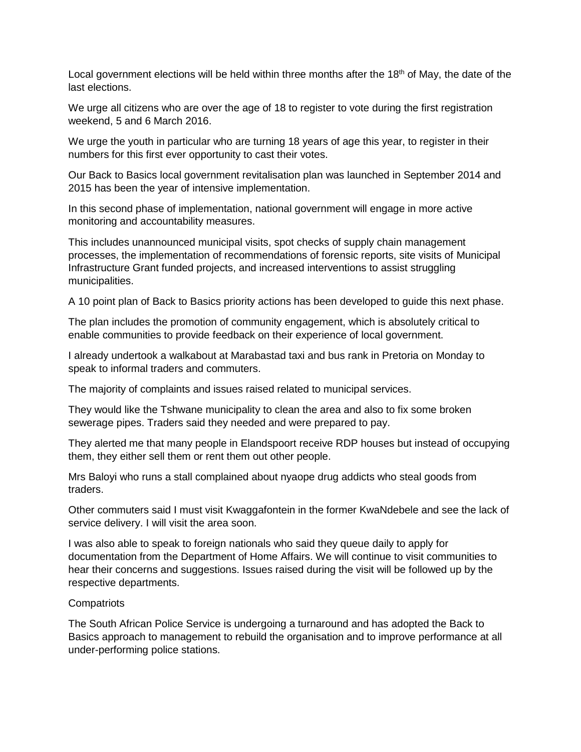Local government elections will be held within three months after the 18th of May, the date of the last elections.

We urge all citizens who are over the age of 18 to register to vote during the first registration weekend, 5 and 6 March 2016.

We urge the youth in particular who are turning 18 years of age this year, to register in their numbers for this first ever opportunity to cast their votes.

Our Back to Basics local government revitalisation plan was launched in September 2014 and 2015 has been the year of intensive implementation.

In this second phase of implementation, national government will engage in more active monitoring and accountability measures.

This includes unannounced municipal visits, spot checks of supply chain management processes, the implementation of recommendations of forensic reports, site visits of Municipal Infrastructure Grant funded projects, and increased interventions to assist struggling municipalities.

A 10 point plan of Back to Basics priority actions has been developed to guide this next phase.

The plan includes the promotion of community engagement, which is absolutely critical to enable communities to provide feedback on their experience of local government.

I already undertook a walkabout at Marabastad taxi and bus rank in Pretoria on Monday to speak to informal traders and commuters.

The majority of complaints and issues raised related to municipal services.

They would like the Tshwane municipality to clean the area and also to fix some broken sewerage pipes. Traders said they needed and were prepared to pay.

They alerted me that many people in Elandspoort receive RDP houses but instead of occupying them, they either sell them or rent them out other people.

Mrs Baloyi who runs a stall complained about nyaope drug addicts who steal goods from traders.

Other commuters said I must visit Kwaggafontein in the former KwaNdebele and see the lack of service delivery. I will visit the area soon.

I was also able to speak to foreign nationals who said they queue daily to apply for documentation from the Department of Home Affairs. We will continue to visit communities to hear their concerns and suggestions. Issues raised during the visit will be followed up by the respective departments.

Compatriots

The South African Police Service is undergoing a turnaround and has adopted the Back to Basics approach to management to rebuild the organisation and to improve performance at all under-performing police stations.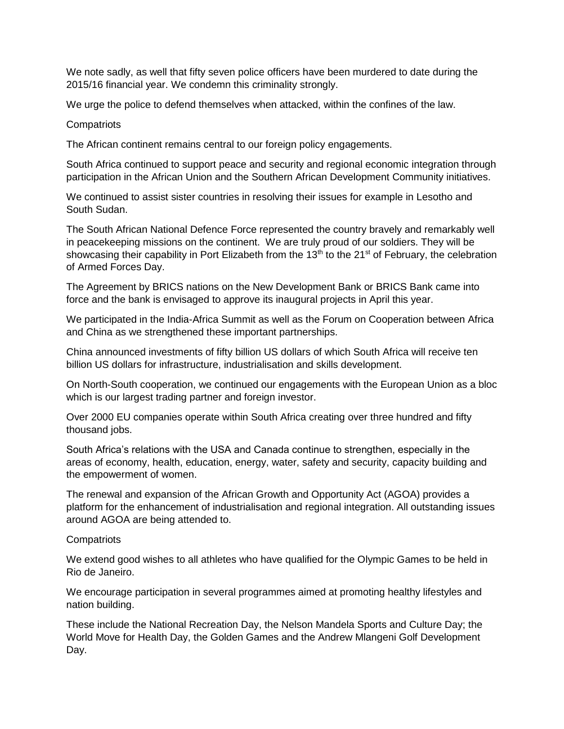We note sadly, as well that fifty seven police officers have been murdered to date during the 2015/16 financial year. We condemn this criminality strongly.

We urge the police to defend themselves when attacked, within the confines of the law.

Compatriots

The African continent remains central to our foreign policy engagements.

South Africa continued to support peace and security and regional economic integration through participation in the African Union and the Southern African Development Community initiatives.

We continued to assist sister countries in resolving their issues for example in Lesotho and South Sudan.

The South African National Defence Force represented the country bravely and remarkably well in peacekeeping missions on the continent. We are truly proud of our soldiers. They will be showcasing their capability in Port Elizabeth from the 13th to the 21st of February, the celebration of Armed Forces Day.

The Agreement by BRICS nations on the New Development Bank or BRICS Bank came into force and the bank is envisaged to approve its inaugural projects in April this year.

We participated in the India-Africa Summit as well as the Forum on Cooperation between Africa and China as we strengthened these important partnerships.

China announced investments of fifty billion US dollars of which South Africa will receive ten billion US dollars for infrastructure, industrialisation and skills development.

On North-South cooperation, we continued our engagements with the European Union as a bloc which is our largest trading partner and foreign investor.

Over 2000 EU companies operate within South Africa creating over three hundred and fifty thousand jobs.

South Africa's relations with the USA and Canada continue to strengthen, especially in the areas of economy, health, education, energy, water, safety and security, capacity building and the empowerment of women.

The renewal and expansion of the African Growth and Opportunity Act (AGOA) provides a platform for the enhancement of industrialisation and regional integration. All outstanding issues around AGOA are being attended to.

Compatriots

We extend good wishes to all athletes who have qualified for the Olympic Games to be held in Rio de Janeiro.

We encourage participation in several programmes aimed at promoting healthy lifestyles and nation building.

These include the National Recreation Day, the Nelson Mandela Sports and Culture Day; the World Move for Health Day, the Golden Games and the Andrew Mlangeni Golf Development Day.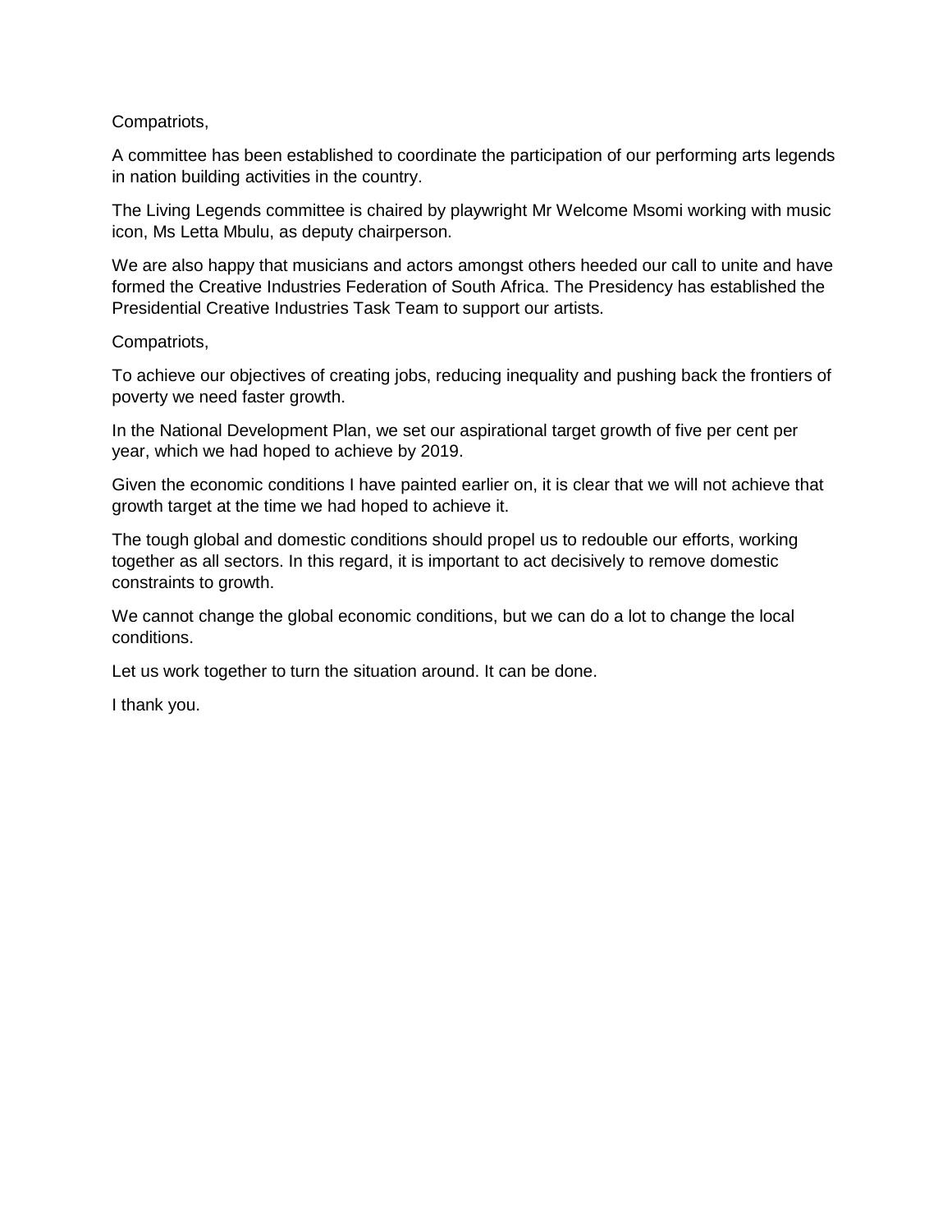Compatriots,

A committee has been established to coordinate the participation of our performing arts legends in nation building activities in the country.

The Living Legends committee is chaired by playwright Mr Welcome Msomi working with music icon, Ms Letta Mbulu, as deputy chairperson.

We are also happy that musicians and actors amongst others heeded our call to unite and have formed the Creative Industries Federation of South Africa. The Presidency has established the Presidential Creative Industries Task Team to support our artists.

Compatriots,

To achieve our objectives of creating jobs, reducing inequality and pushing back the frontiers of poverty we need faster growth.

In the National Development Plan, we set our aspirational target growth of five per cent per year, which we had hoped to achieve by 2019.

Given the economic conditions I have painted earlier on, it is clear that we will not achieve that growth target at the time we had hoped to achieve it.

The tough global and domestic conditions should propel us to redouble our efforts, working together as all sectors. In this regard, it is important to act decisively to remove domestic constraints to growth.

We cannot change the global economic conditions, but we can do a lot to change the local conditions.

Let us work together to turn the situation around. It can be done.

I thank you.